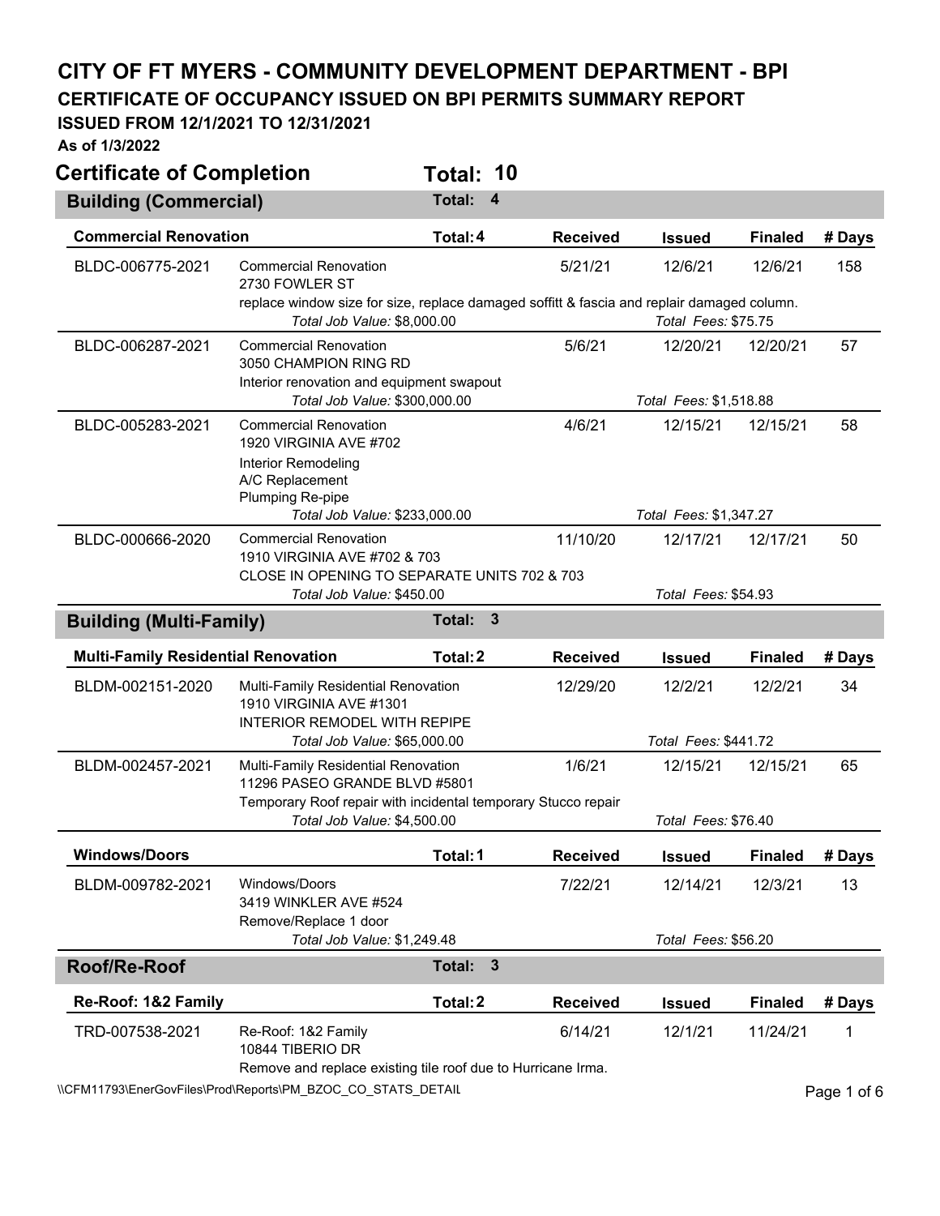# CITY OF FT MYERS - COMMUNITY DEVELOPMENT DEPARTMENT - BPI

## CERTIFICATE OF OCCUPANCY ISSUED ON BPI PERMITS SUMMARY REPORT

### ISSUED FROM 12/1/2021 TO 12/31/2021

**As of 1/3/2022**

## Certificate of Completion — Total: 10

### Building (Commercial) — Total: 4

| Commercial Renovation | | Total: 4 | Received | Issued | Finaled | # Days |
|---|---|---|---|---|---|---|
| BLDC-006775-2021 | Commercial Renovation<br>2730 FOWLER ST<br>replace window size for size, replace damaged soffitt & fascia and replair damaged column.<br>*Total Job Value:* $8,000.00 | | 5/21/21 | 12/6/21<br>*Total Fees:* $75.75 | 12/6/21 | 158 |
| BLDC-006287-2021 | Commercial Renovation<br>3050 CHAMPION RING RD<br>Interior renovation and equipment swapout<br>*Total Job Value:* $300,000.00 | | 5/6/21 | 12/20/21<br>*Total Fees:* $1,518.88 | 12/20/21 | 57 |
| BLDC-005283-2021 | Commercial Renovation<br>1920 VIRGINIA AVE #702<br>Interior Remodeling<br>A/C Replacement<br>Plumping Re-pipe<br>*Total Job Value:* $233,000.00 | | 4/6/21 | 12/15/21<br>*Total Fees:* $1,347.27 | 12/15/21 | 58 |
| BLDC-000666-2020 | Commercial Renovation<br>1910 VIRGINIA AVE #702 & 703<br>CLOSE IN OPENING TO SEPARATE UNITS 702 & 703<br>*Total Job Value:* $450.00 | | 11/10/20 | 12/17/21<br>*Total Fees:* $54.93 | 12/17/21 | 50 |

### Building (Multi-Family) — Total: 3

| Multi-Family Residential Renovation | | Total: 2 | Received | Issued | Finaled | # Days |
|---|---|---|---|---|---|---|
| BLDM-002151-2020 | Multi-Family Residential Renovation<br>1910 VIRGINIA AVE #1301<br>INTERIOR REMODEL WITH REPIPE<br>*Total Job Value:* $65,000.00 | | 12/29/20 | 12/2/21<br>*Total Fees:* $441.72 | 12/2/21 | 34 |
| BLDM-002457-2021 | Multi-Family Residential Renovation<br>11296 PASEO GRANDE BLVD #5801<br>Temporary Roof repair with incidental temporary Stucco repair<br>*Total Job Value:* $4,500.00 | | 1/6/21 | 12/15/21<br>*Total Fees:* $76.40 | 12/15/21 | 65 |

| Windows/Doors | | Total: 1 | Received | Issued | Finaled | # Days |
|---|---|---|---|---|---|---|
| BLDM-009782-2021 | Windows/Doors<br>3419 WINKLER AVE #524<br>Remove/Replace 1 door<br>*Total Job Value:* $1,249.48 | | 7/22/21 | 12/14/21<br>*Total Fees:* $56.20 | 12/3/21 | 13 |

### Roof/Re-Roof — Total: 3

| Re-Roof: 1&2 Family | | Total: 2 | Received | Issued | Finaled | # Days |
|---|---|---|---|---|---|---|
| TRD-007538-2021 | Re-Roof: 1&2 Family<br>10844 TIBERIO DR<br>Remove and replace existing tile roof due to Hurricane Irma. | | 6/14/21 | 12/1/21 | 11/24/21 | 1 |

\\CFM11793\EnerGovFiles\Prod\Reports\PM_BZOC_CO_STATS_DETAIL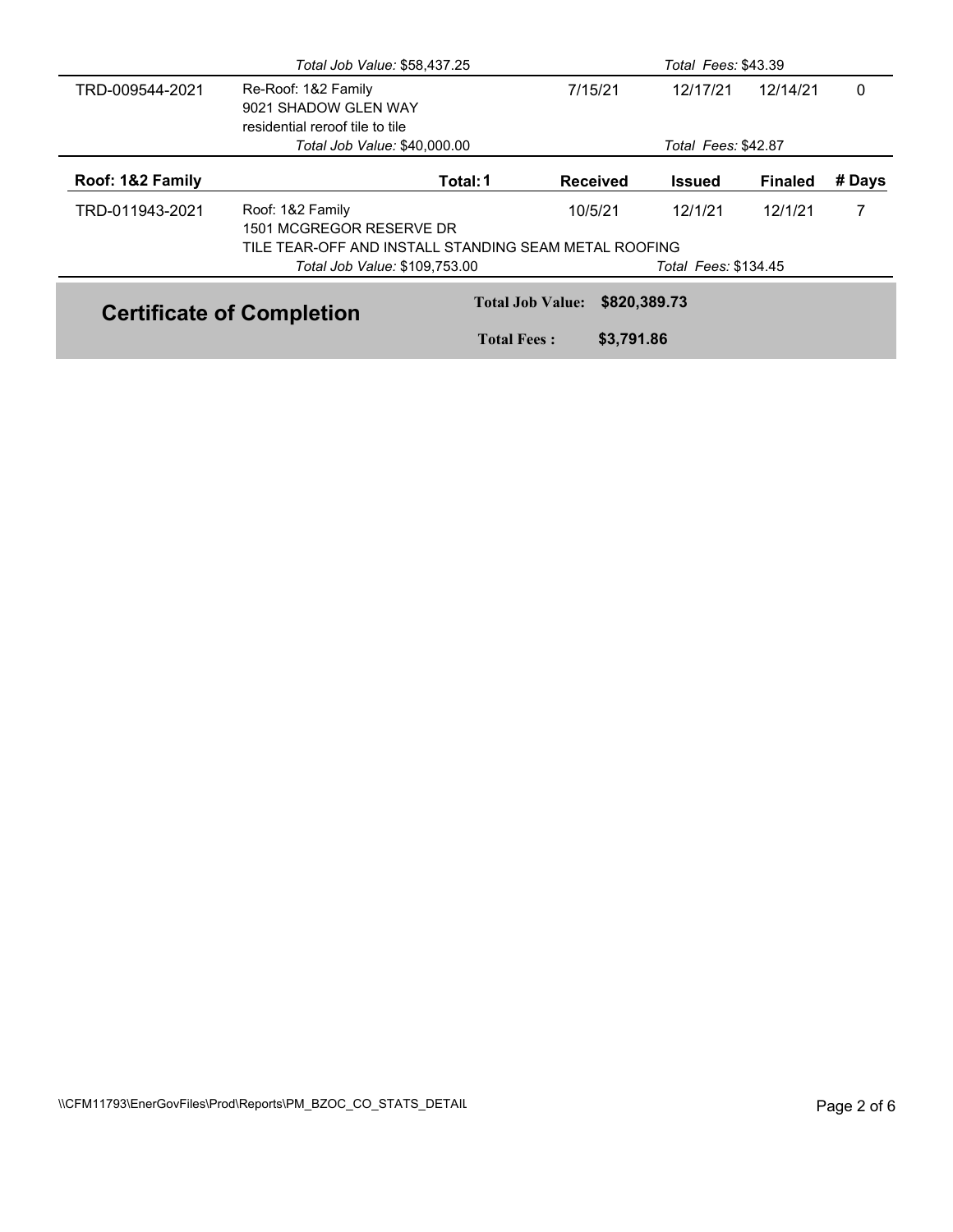| | | | | | | |
|---|---|---|---|---|---|---|
| | *Total Job Value:* $58,437.25 | | | *Total Fees:* $43.39 | | |
| TRD-009544-2021 | Re-Roof: 1&2 Family<br>9021 SHADOW GLEN WAY<br>residential reroof tile to tile | | 7/15/21 | 12/17/21 | 12/14/21 | 0 |
| | *Total Job Value:* $40,000.00 | | | *Total Fees:* $42.87 | | |
| **Roof: 1&2 Family** | | **Total: 1** | **Received** | **Issued** | **Finaled** | **# Days** |
| TRD-011943-2021 | Roof: 1&2 Family<br>1501 MCGREGOR RESERVE DR<br>TILE TEAR-OFF AND INSTALL STANDING SEAM METAL ROOFING | | 10/5/21 | 12/1/21 | 12/1/21 | 7 |
| | *Total Job Value:* $109,753.00 | | | *Total Fees:* $134.45 | | |

## Certificate of Completion

**Total Job Value:** **$820,389.73**

**Total Fees :** **$3,791.86**

\\CFM11793\EnerGovFiles\Prod\Reports\PM_BZOC_CO_STATS_DETAIL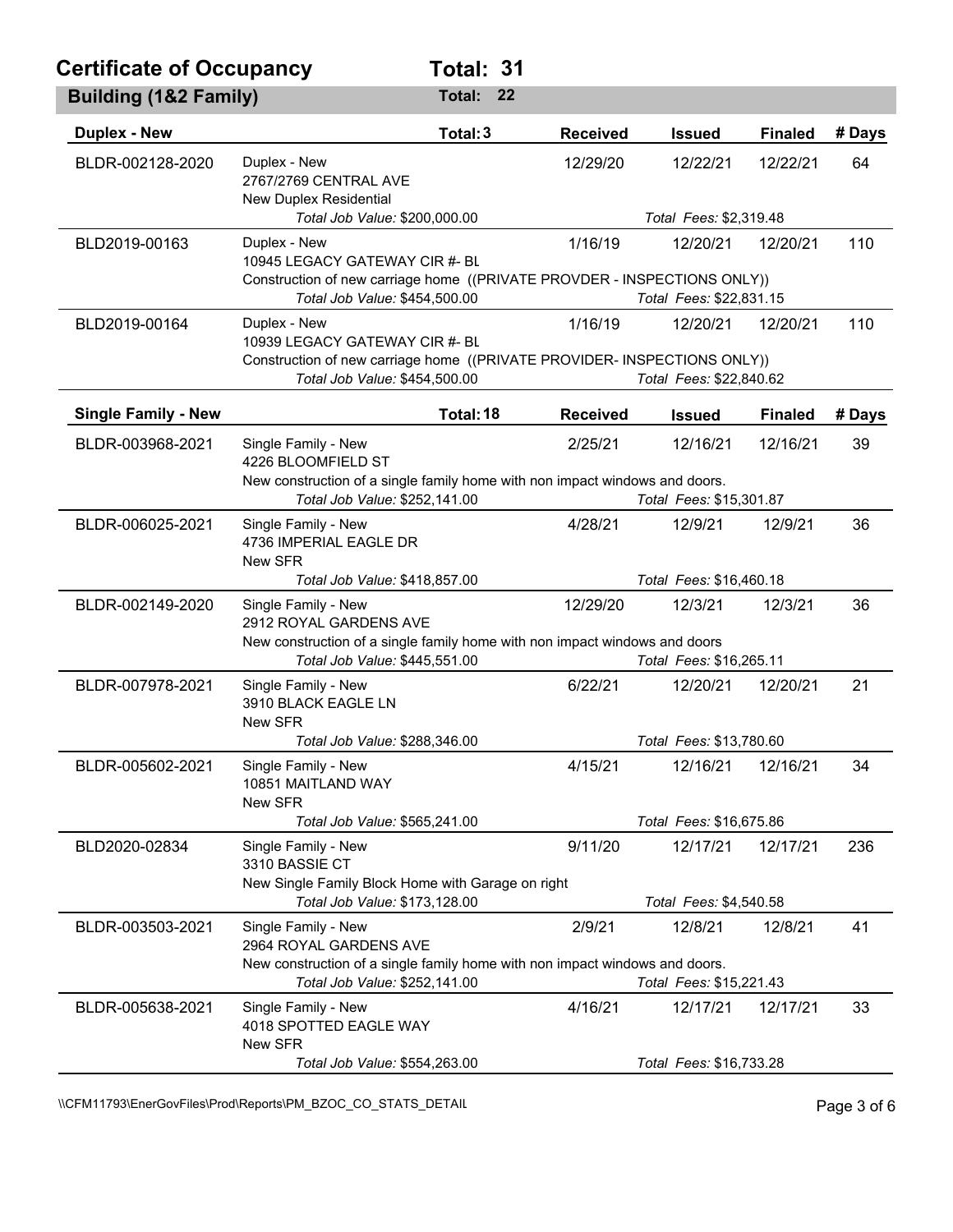# Certificate of Occupancy — Total: 31

## Building (1&2 Family) — Total: 22

### Duplex - New — Total: 3

| Permit | Description | Received | Issued | Finaled | # Days |
|---|---|---|---|---|---|
| BLDR-002128-2020 | Duplex - New<br>2767/2769 CENTRAL AVE<br>New Duplex Residential<br>*Total Job Value:* $200,000.00 — *Total Fees:* $2,319.48 | 12/29/20 | 12/22/21 | 12/22/21 | 64 |
| BLD2019-00163 | Duplex - New<br>10945 LEGACY GATEWAY CIR #- BL<br>Construction of new carriage home ((PRIVATE PROVDER - INSPECTIONS ONLY))<br>*Total Job Value:* $454,500.00 — *Total Fees:* $22,831.15 | 1/16/19 | 12/20/21 | 12/20/21 | 110 |
| BLD2019-00164 | Duplex - New<br>10939 LEGACY GATEWAY CIR #- BL<br>Construction of new carriage home ((PRIVATE PROVIDER- INSPECTIONS ONLY))<br>*Total Job Value:* $454,500.00 — *Total Fees:* $22,840.62 | 1/16/19 | 12/20/21 | 12/20/21 | 110 |

### Single Family - New — Total: 18

| Permit | Description | Received | Issued | Finaled | # Days |
|---|---|---|---|---|---|
| BLDR-003968-2021 | Single Family - New<br>4226 BLOOMFIELD ST<br>New construction of a single family home with non impact windows and doors.<br>*Total Job Value:* $252,141.00 — *Total Fees:* $15,301.87 | 2/25/21 | 12/16/21 | 12/16/21 | 39 |
| BLDR-006025-2021 | Single Family - New<br>4736 IMPERIAL EAGLE DR<br>New SFR<br>*Total Job Value:* $418,857.00 — *Total Fees:* $16,460.18 | 4/28/21 | 12/9/21 | 12/9/21 | 36 |
| BLDR-002149-2020 | Single Family - New<br>2912 ROYAL GARDENS AVE<br>New construction of a single family home with non impact windows and doors<br>*Total Job Value:* $445,551.00 — *Total Fees:* $16,265.11 | 12/29/20 | 12/3/21 | 12/3/21 | 36 |
| BLDR-007978-2021 | Single Family - New<br>3910 BLACK EAGLE LN<br>New SFR<br>*Total Job Value:* $288,346.00 — *Total Fees:* $13,780.60 | 6/22/21 | 12/20/21 | 12/20/21 | 21 |
| BLDR-005602-2021 | Single Family - New<br>10851 MAITLAND WAY<br>New SFR<br>*Total Job Value:* $565,241.00 — *Total Fees:* $16,675.86 | 4/15/21 | 12/16/21 | 12/16/21 | 34 |
| BLD2020-02834 | Single Family - New<br>3310 BASSIE CT<br>New Single Family Block Home with Garage on right<br>*Total Job Value:* $173,128.00 — *Total Fees:* $4,540.58 | 9/11/20 | 12/17/21 | 12/17/21 | 236 |
| BLDR-003503-2021 | Single Family - New<br>2964 ROYAL GARDENS AVE<br>New construction of a single family home with non impact windows and doors.<br>*Total Job Value:* $252,141.00 — *Total Fees:* $15,221.43 | 2/9/21 | 12/8/21 | 12/8/21 | 41 |
| BLDR-005638-2021 | Single Family - New<br>4018 SPOTTED EAGLE WAY<br>New SFR<br>*Total Job Value:* $554,263.00 — *Total Fees:* $16,733.28 | 4/16/21 | 12/17/21 | 12/17/21 | 33 |

\\CFM11793\EnerGovFiles\Prod\Reports\PM_BZOC_CO_STATS_DETAIL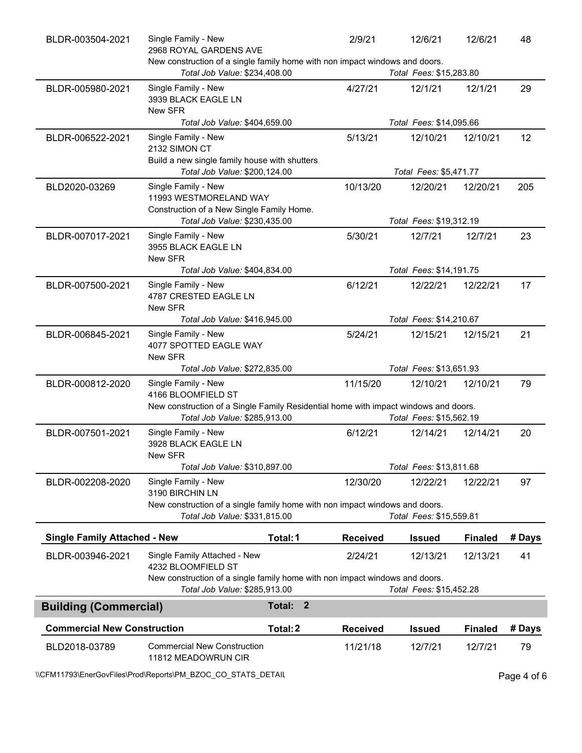| | | Received | Issued | Finaled | # Days |
|---|---|---|---|---|---|
| BLDR-003504-2021 | Single Family - New<br>2968 ROYAL GARDENS AVE<br>New construction of a single family home with non impact windows and doors.<br>*Total Job Value: $234,408.00* *Total Fees: $15,283.80* | 2/9/21 | 12/6/21 | 12/6/21 | 48 |
| BLDR-005980-2021 | Single Family - New<br>3939 BLACK EAGLE LN<br>New SFR<br>*Total Job Value: $404,659.00* *Total Fees: $14,095.66* | 4/27/21 | 12/1/21 | 12/1/21 | 29 |
| BLDR-006522-2021 | Single Family - New<br>2132 SIMON CT<br>Build a new single family house with shutters<br>*Total Job Value: $200,124.00* *Total Fees: $5,471.77* | 5/13/21 | 12/10/21 | 12/10/21 | 12 |
| BLD2020-03269 | Single Family - New<br>11993 WESTMORELAND WAY<br>Construction of a New Single Family Home.<br>*Total Job Value: $230,435.00* *Total Fees: $19,312.19* | 10/13/20 | 12/20/21 | 12/20/21 | 205 |
| BLDR-007017-2021 | Single Family - New<br>3955 BLACK EAGLE LN<br>New SFR<br>*Total Job Value: $404,834.00* *Total Fees: $14,191.75* | 5/30/21 | 12/7/21 | 12/7/21 | 23 |
| BLDR-007500-2021 | Single Family - New<br>4787 CRESTED EAGLE LN<br>New SFR<br>*Total Job Value: $416,945.00* *Total Fees: $14,210.67* | 6/12/21 | 12/22/21 | 12/22/21 | 17 |
| BLDR-006845-2021 | Single Family - New<br>4077 SPOTTED EAGLE WAY<br>New SFR<br>*Total Job Value: $272,835.00* *Total Fees: $13,651.93* | 5/24/21 | 12/15/21 | 12/15/21 | 21 |
| BLDR-000812-2020 | Single Family - New<br>4166 BLOOMFIELD ST<br>New construction of a Single Family Residential home with impact windows and doors.<br>*Total Job Value: $285,913.00* *Total Fees: $15,562.19* | 11/15/20 | 12/10/21 | 12/10/21 | 79 |
| BLDR-007501-2021 | Single Family - New<br>3928 BLACK EAGLE LN<br>New SFR<br>*Total Job Value: $310,897.00* *Total Fees: $13,811.68* | 6/12/21 | 12/14/21 | 12/14/21 | 20 |
| BLDR-002208-2020 | Single Family - New<br>3190 BIRCHIN LN<br>New construction of a single family home with non impact windows and doors.<br>*Total Job Value: $331,815.00* *Total Fees: $15,559.81* | 12/30/20 | 12/22/21 | 12/22/21 | 97 |

| **Single Family Attached - New** | **Total: 1** | **Received** | **Issued** | **Finaled** | **# Days** |
|---|---|---|---|---|---|
| BLDR-003946-2021 | Single Family Attached - New<br>4232 BLOOMFIELD ST<br>New construction of a single family home with non impact windows and doors.<br>*Total Job Value: $285,913.00* *Total Fees: $15,452.28* | 2/24/21 | 12/13/21 | 12/13/21 | 41 |

## Building (Commercial) Total: 2

| **Commercial New Construction** | **Total: 2** | **Received** | **Issued** | **Finaled** | **# Days** |
|---|---|---|---|---|---|
| BLD2018-03789 | Commercial New Construction<br>11812 MEADOWRUN CIR | 11/21/18 | 12/7/21 | 12/7/21 | 79 |

\\CFM11793\EnerGovFiles\Prod\Reports\PM_BZOC_CO_STATS_DETAIL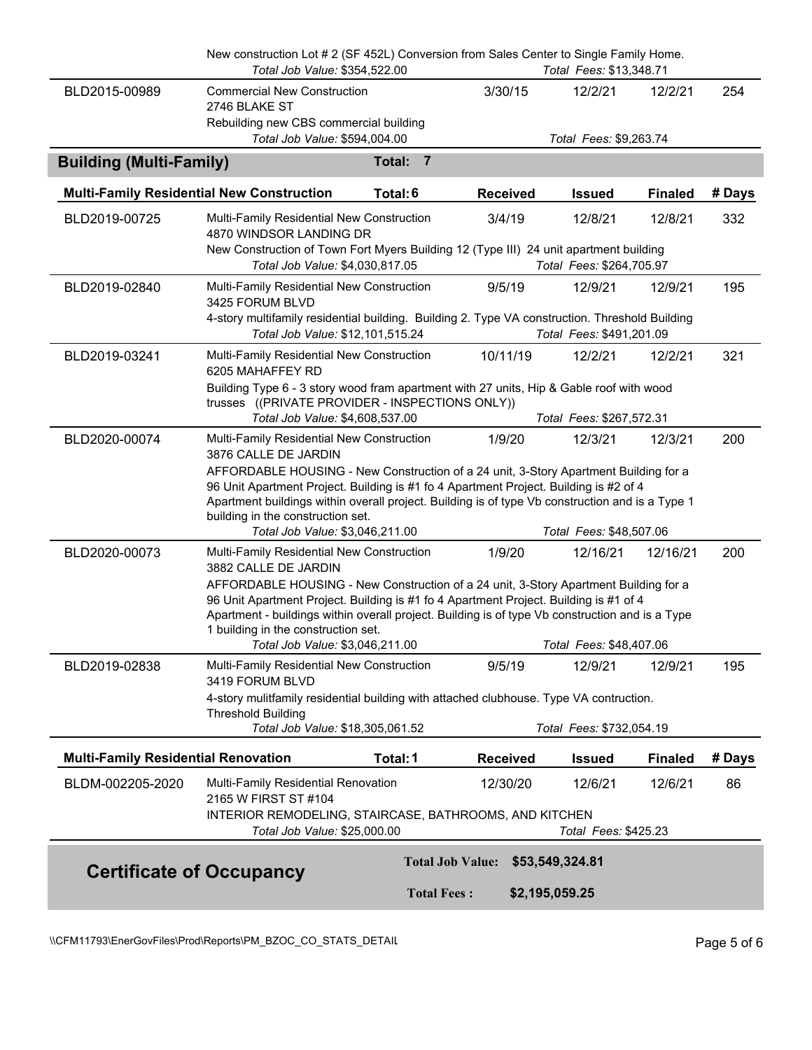New construction Lot # 2 (SF 452L) Conversion from Sales Center to Single Family Home.
*Total Job Value:* $354,522.00 *Total Fees:* $13,348.71

| | | Received | Issued | Finaled | # Days |
|---|---|---|---|---|---|
| BLD2015-00989 | Commercial New Construction<br>2746 BLAKE ST<br>Rebuilding new CBS commercial building<br>*Total Job Value:* $594,004.00 *Total Fees:* $9,263.74 | 3/30/15 | 12/2/21 | 12/2/21 | 254 |

## Building (Multi-Family) Total: 7

| Multi-Family Residential New Construction Total: 6 | | Received | Issued | Finaled | # Days |
|---|---|---|---|---|---|
| BLD2019-00725 | Multi-Family Residential New Construction<br>4870 WINDSOR LANDING DR<br>New Construction of Town Fort Myers Building 12 (Type III) 24 unit apartment building<br>*Total Job Value:* $4,030,817.05 *Total Fees:* $264,705.97 | 3/4/19 | 12/8/21 | 12/8/21 | 332 |
| BLD2019-02840 | Multi-Family Residential New Construction<br>3425 FORUM BLVD<br>4-story multifamily residential building. Building 2. Type VA construction. Threshold Building<br>*Total Job Value:* $12,101,515.24 *Total Fees:* $491,201.09 | 9/5/19 | 12/9/21 | 12/9/21 | 195 |
| BLD2019-03241 | Multi-Family Residential New Construction<br>6205 MAHAFFEY RD<br>Building Type 6 - 3 story wood fram apartment with 27 units, Hip & Gable roof with wood trusses ((PRIVATE PROVIDER - INSPECTIONS ONLY))<br>*Total Job Value:* $4,608,537.00 *Total Fees:* $267,572.31 | 10/11/19 | 12/2/21 | 12/2/21 | 321 |
| BLD2020-00074 | Multi-Family Residential New Construction<br>3876 CALLE DE JARDIN<br>AFFORDABLE HOUSING - New Construction of a 24 unit, 3-Story Apartment Building for a 96 Unit Apartment Project. Building is #1 fo 4 Apartment Project. Building is #2 of 4 Apartment buildings within overall project. Building is of type Vb construction and is a Type 1 building in the construction set.<br>*Total Job Value:* $3,046,211.00 *Total Fees:* $48,507.06 | 1/9/20 | 12/3/21 | 12/3/21 | 200 |
| BLD2020-00073 | Multi-Family Residential New Construction<br>3882 CALLE DE JARDIN<br>AFFORDABLE HOUSING - New Construction of a 24 unit, 3-Story Apartment Building for a 96 Unit Apartment Project. Building is #1 fo 4 Apartment Project. Building is #1 of 4 Apartment - buildings within overall project. Building is of type Vb construction and is a Type 1 building in the construction set.<br>*Total Job Value:* $3,046,211.00 *Total Fees:* $48,407.06 | 1/9/20 | 12/16/21 | 12/16/21 | 200 |
| BLD2019-02838 | Multi-Family Residential New Construction<br>3419 FORUM BLVD<br>4-story mulitfamily residential building with attached clubhouse. Type VA contruction. Threshold Building<br>*Total Job Value:* $18,305,061.52 *Total Fees:* $732,054.19 | 9/5/19 | 12/9/21 | 12/9/21 | 195 |

| Multi-Family Residential Renovation Total: 1 | | Received | Issued | Finaled | # Days |
|---|---|---|---|---|---|
| BLDM-002205-2020 | Multi-Family Residential Renovation<br>2165 W FIRST ST #104<br>INTERIOR REMODELING, STAIRCASE, BATHROOMS, AND KITCHEN<br>*Total Job Value:* $25,000.00 *Total Fees:* $425.23 | 12/30/20 | 12/6/21 | 12/6/21 | 86 |

## Certificate of Occupancy

**Total Job Value:** $53,549,324.81

**Total Fees :** $2,195,059.25

\\CFM11793\EnerGovFiles\Prod\Reports\PM_BZOC_CO_STATS_DETAIL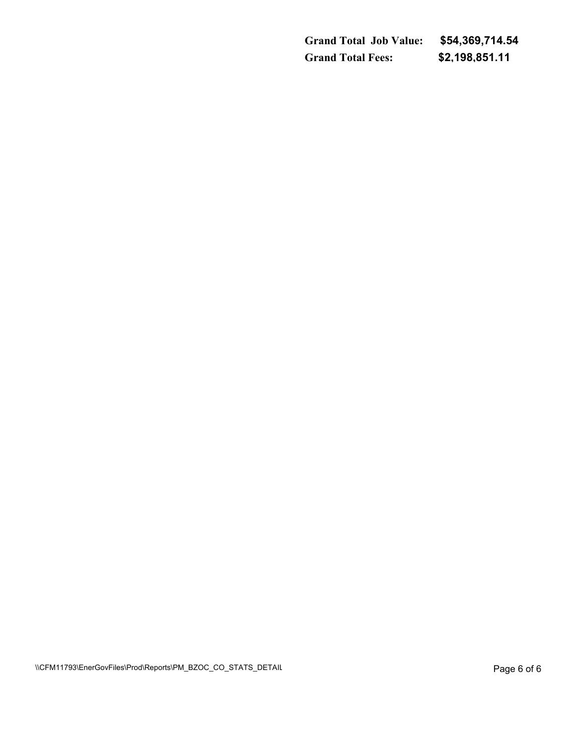**Grand Total Job Value:** $54,369,714.54

**Grand Total Fees:** $2,198,851.11

\\CFM11793\EnerGovFiles\Prod\Reports\PM_BZOC_CO_STATS_DETAIL